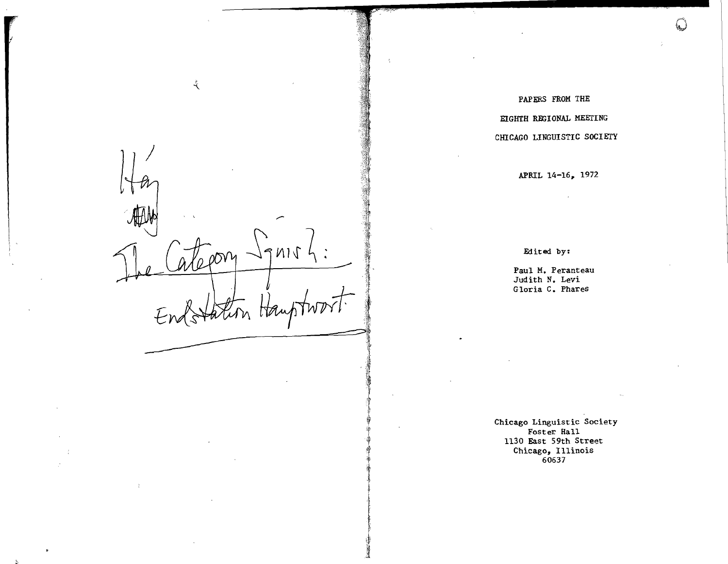Háj

The Category Squish:

Endstation Hauptwort

PAPERS FROM THE

EIGHTH REGIONAL MEETING

CHICAGO LINGUISTIC SOCIETY

APRIL 14-16, 1972

Edited by:

Paul M. Peranteau
Judith N. Levi
Gloria C. Phares

Chicago Linguistic Society
Foster Hall
1130 East 59th Street
Chicago, Illinois
60637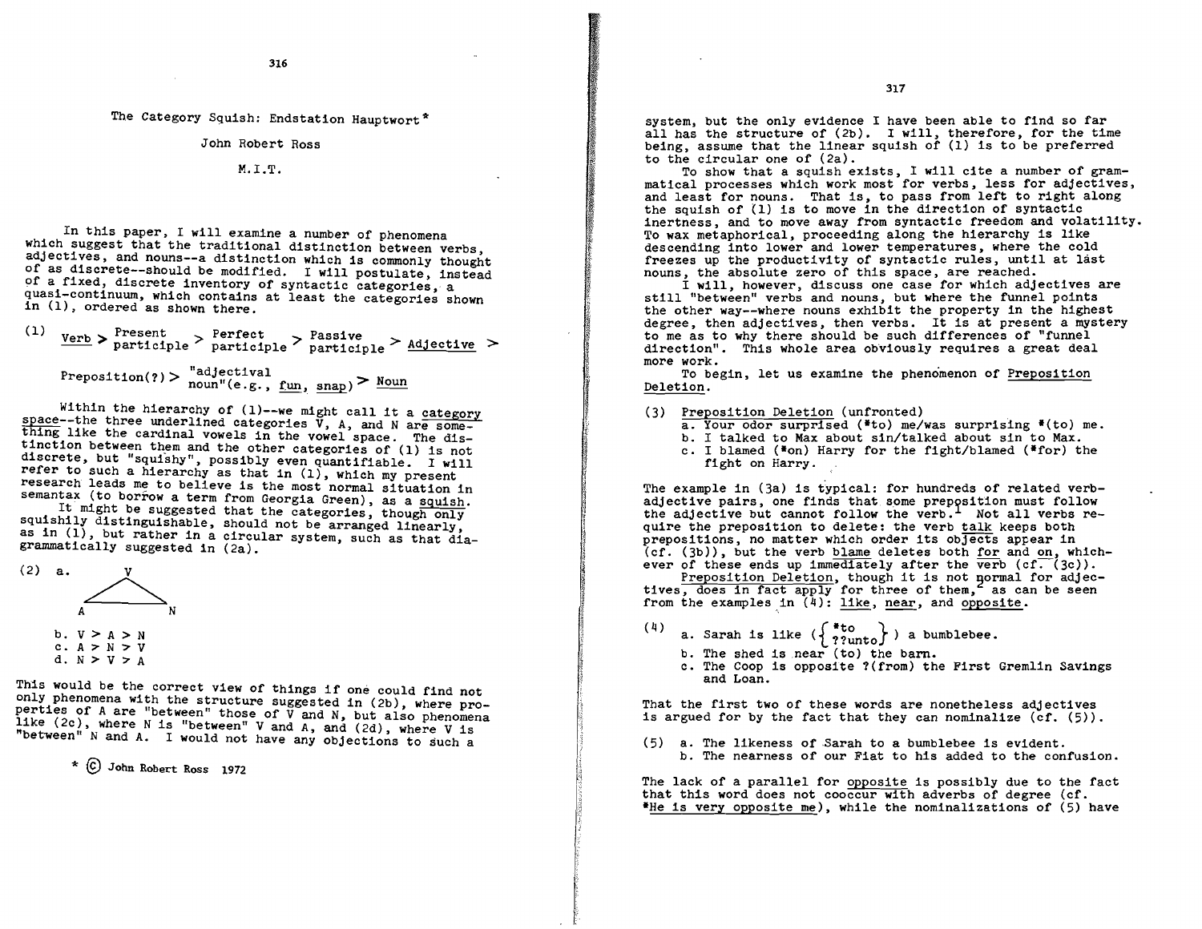# The Category Squish: Endstation Hauptwort*

John Robert Ross

M.I.T.

In this paper, I will examine a number of phenomena which suggest that the traditional distinction between verbs, adjectives, and nouns--a distinction which is commonly thought of as discrete--should be modified. I will postulate, instead of a fixed, discrete inventory of syntactic categories, a quasi-continuum, which contains at least the categories shown in (1), ordered as shown there.

(1) <u>Verb</u> > Present participle > Perfect participle > Passive participle > <u>Adjective</u> > Preposition(?) > "adjectival noun"(e.g., <u>fun</u>, <u>snap</u>) > <u>Noun</u>

Within the hierarchy of (1)--we might call it a <u>category space</u>--the three underlined categories V, A, and N are something like the cardinal vowels in the vowel space. The distinction between them and the other categories of (1) is not discrete, but "squishy", possibly even quantifiable. I will refer to such a hierarchy as that in (1), which my present research leads me to believe is the most normal situation in semantax (to borrow a term from Georgia Green), as a <u>squish</u>.

It might be suggested that the categories, though <u>only</u> squishily distinguishable, should not be arranged linearly, as in (1), but rather in a circular system, such as that diagrammatically suggested in (2a).

(2) a. [triangle diagram: V at top, A at bottom left, N at bottom right]

b. V > A > N
c. A > N > V
d. N > V > A

This would be the correct view of things if one could find not only phenomena with the structure suggested in (2b), where properties of A are "between" those of V and N, but also phenomena like (2c), where N is "between" V and A, and (2d), where V is "between" N and A. I would not have any objections to such a system, but the only evidence I have been able to find so far all has the structure of (2b). I will, therefore, for the time being, assume that the linear squish of (1) is to be preferred to the circular one of (2a).

To show that a squish exists, I will cite a number of grammatical processes which work most for verbs, less for adjectives, and least for nouns. That is, to pass from left to right along the squish of (1) is to move in the direction of syntactic inertness, and to move away from syntactic freedom and volatility. To wax metaphorical, proceeding along the hierarchy is like descending into lower and lower temperatures, where the cold freezes up the productivity of syntactic rules, until at last nouns, the absolute zero of this space, are reached.

I will, however, discuss one case for which adjectives are still "between" verbs and nouns, but where the funnel points the other way--where nouns exhibit the property in the highest degree, then adjectives, then verbs. It is at present a mystery to me as to why there should be such differences of "funnel direction". This whole area obviously requires a great deal more work.

To begin, let us examine the phenomenon of <u>Preposition Deletion</u>.

(3) <u>Preposition Deletion</u> (unfronted)
a. Your odor surprised (*to) me/was surprising *(to) me.
b. I talked to Max about sin/talked about sin to Max.
c. I blamed (*on) Harry for the fight/blamed (*for) the fight on Harry.

The example in (3a) is typical: for hundreds of related verb-adjective pairs, one finds that some preposition must follow the adjective but cannot follow the verb.[1] Not all verbs require the preposition to delete: the verb <u>talk</u> keeps both prepositions, no matter which order its objects appear in (cf. (3b)), but the verb <u>blame</u> deletes both <u>for</u> and <u>on</u>, whichever of these ends up immediately after the verb (cf. (3c)).

<u>Preposition Deletion</u>, though it is not normal for adjectives, does in fact apply for three of them,[2] as can be seen from the examples in (4): <u>like</u>, <u>near</u>, and <u>opposite</u>.

(4) a. Sarah is like ({*to / ??unto}) a bumblebee.
b. The shed is near (to) the barn.
c. The Coop is opposite ?(from) the First Gremlin Savings and Loan.

That the first two of these words are nonetheless adjectives is argued for by the fact that they can nominalize (cf. (5)).

(5) a. The likeness of Sarah to a bumblebee is evident.
b. The nearness of our Fiat to his added to the confusion.

The lack of a parallel for <u>opposite</u> is possibly due to the fact that this word does not cooccur with adverbs of degree (cf. *<u>He is very opposite me</u>), while the nominalizations of (5) have

* © John Robert Ross 1972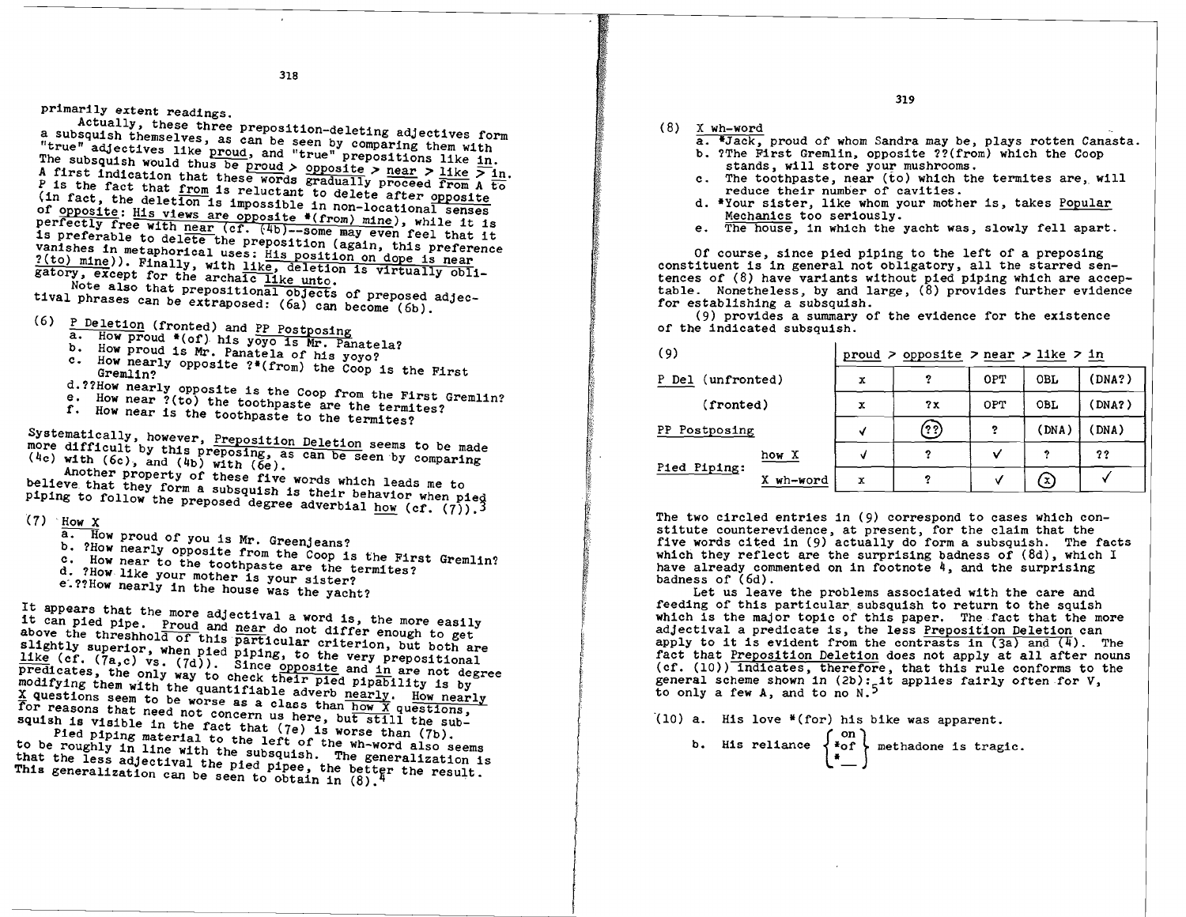primarily extent readings.

Actually, these three preposition-deleting adjectives form a subsquish themselves, as can be seen by comparing them with "true" adjectives like proud, and "true" prepositions like in. The subsquish would thus be proud > opposite > near > like > in. A first indication that these words gradually proceed from A to P is the fact that from is reluctant to delete after opposite (in fact, the deletion is impossible in non-locational senses of opposite: His views are opposite *(from) mine), while it is perfectly free with near (cf. (4b)--some may even feel that it is preferable to delete the preposition (again, this preference vanishes in metaphorical uses: His position on dope is near ?(to) mine)). Finally, with like, deletion is virtually obligatory, except for the archaic like unto.

Note also that prepositional objects of preposed adjectival phrases can be extraposed: (6a) can become (6b).

(6) P Deletion (fronted) and PP Postposing
   a. How proud *(of) his yoyo is Mr. Panatela?
   b. How proud is Mr. Panatela of his yoyo?
   c. How nearly opposite ?*(from) the Coop is the First Gremlin?
   d. ??How nearly opposite is the Coop from the First Gremlin?
   e. How near ?(to) the toothpaste are the termites?
   f. How near is the toothpaste to the termites?

Systematically, however, Preposition Deletion seems to be made more difficult by this preposing, as can be seen by comparing (4c) with (6c), and (4b) with (6e).

Another property of these five words which leads me to believe that they form a subsquish is their behavior when pied piping to follow the preposed degree adverbial how (cf. (7)).[3]

(7) How X
   a. How proud of you is Mr. Greenjeans?
   b. ?How nearly opposite from the Coop is the First Gremlin?
   c. How near to the toothpaste are the termites?
   d. ?How like your mother is your sister?
   e. ??How nearly in the house was the yacht?

It appears that the more adjectival a word is, the more easily it can pied pipe. Proud and near do not differ enough to get above the threshhold of this particular criterion, but both are slightly superior, when pied piping, to the very prepositional like (cf. (7a,c) vs. (7d)). Since opposite and in are not degree predicates, the only way to check their pied pipability is by modifying them with the quantifiable adverb nearly. How nearly X questions seem to be worse as a class than how X questions, for reasons that need not concern us here, but still the subsquish is visible in the fact that (7e) is worse than (7b).

Pied piping material to the left of the wh-word also seems to be roughly in line with the subsquish. The generalization is that the less adjectival the pied pipee, the better the result. This generalization can be seen to obtain in (8).[4]

(8) X wh-word
   a. *Jack, proud of whom Sandra may be, plays rotten Canasta.
   b. ?The First Gremlin, opposite ??(from) which the Coop stands, will store your mushrooms.
   c. The toothpaste, near (to) which the termites are, will reduce their number of cavities.
   d. *Your sister, like whom your mother is, takes Popular Mechanics too seriously.
   e. The house, in which the yacht was, slowly fell apart.

Of course, since pied piping to the left of a preposing constituent is in general not obligatory, all the starred sentences of (8) have variants without pied piping which are acceptable. Nonetheless, by and large, (8) provides further evidence for establishing a subsquish.

(9) provides a summary of the evidence for the existence of the indicated subsquish.

(9)

| | | proud > | opposite > | near > | like > | in |
|---|---|---|---|---|---|---|
| P Del (unfronted) | | x | ? | OPT | OBL | (DNA?) |
| (fronted) | | x | ?x | OPT | OBL | (DNA?) |
| PP Postposing | | ✓ | (??) | ? | (DNA) | (DNA) |
| Pied Piping: | how X | ✓ | ? | ✓ | ? | ?? |
| | X wh-word | x | ? | ✓ | (x) | ✓ |

The two circled entries in (9) correspond to cases which constitute counterevidence, at present, for the claim that the five words cited in (9) actually do form a subsquish. The facts which they reflect are the surprising badness of (8d), which I have already commented on in footnote 4, and the surprising badness of (6d).

Let us leave the problems associated with the care and feeding of this particular subsquish to return to the squish which is the major topic of this paper. The fact that the more adjectival a predicate is, the less Preposition Deletion can apply to it is evident from the contrasts in (3a) and (4). The fact that Preposition Deletion does not apply at all after nouns (cf. (10)) indicates, therefore, that this rule conforms to the general scheme shown in (2b): it applies fairly often for V, to only a few A, and to no N.[5]

(10) a. His love *(for) his bike was apparent.
   b. His reliance {on / *of / *—} methadone is tragic.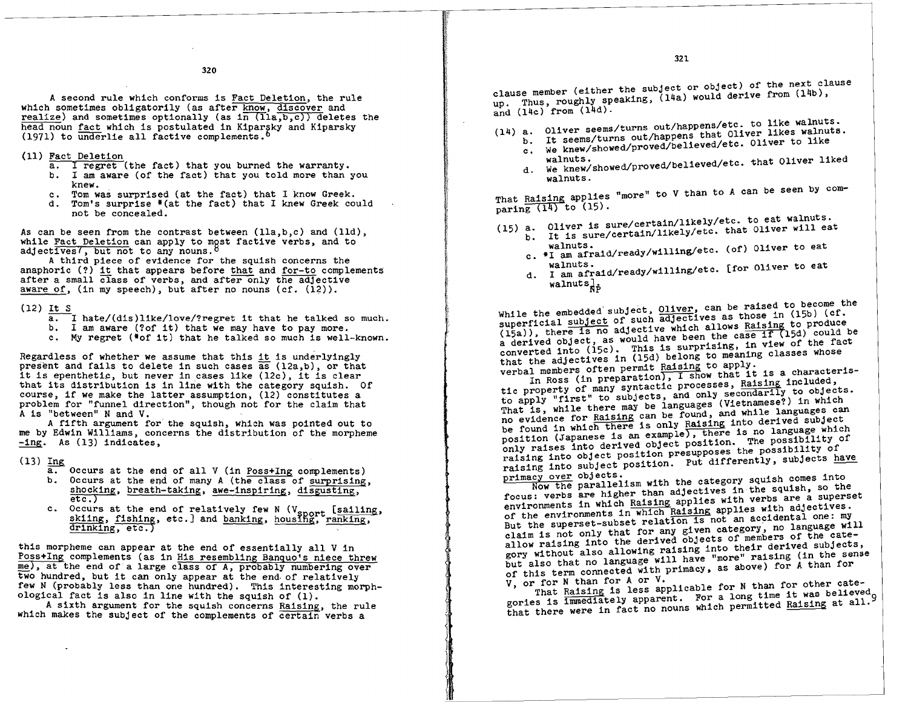A second rule which conforms is Fact Deletion, the rule which sometimes obligatorily (as after know, discover and realize) and sometimes optionally (as in (11a,b,c)) deletes the head noun fact which is postulated in Kiparsky and Kiparsky (1971) to underlie all factive complements.[6]

(11) Fact Deletion
  a. I regret (the fact) that you burned the warranty.
  b. I am aware (of the fact) that you told more than you knew.
  c. Tom was surprised (at the fact) that I know Greek.
  d. Tom's surprise *(at the fact) that I knew Greek could not be concealed.

As can be seen from the contrast between (11a,b,c) and (11d), while Fact Deletion can apply to most factive verbs, and to adjectives[7], but not to any nouns.[8]

A third piece of evidence for the squish concerns the anaphoric (?) it that appears before that and for-to complements after a small class of verbs, and after only the adjective aware of, (in my speech), but after no nouns (cf. (12)).

(12) It S
  a. I hate/(dis)like/love/?regret it that he talked so much.
  b. I am aware (?of it) that we may have to pay more.
  c. My regret (*of it) that he talked so much is well-known.

Regardless of whether we assume that this it is underlyingly present and fails to delete in such cases as (12a,b), or that it is epenthetic, but never in cases like (12c), it is clear that its distribution is in line with the category squish. Of course, if we make the latter assumption, (12) constitutes a problem for "funnel direction", though not for the claim that A is "between" N and V.

A fifth argument for the squish, which was pointed out to me by Edwin Williams, concerns the distribution of the morpheme -ing. As (13) indicates,

(13) Ing
  a. Occurs at the end of all V (in Poss+Ing complements)
  b. Occurs at the end of many A (the class of surprising, shocking, breath-taking, awe-inspiring, disgusting, etc.)
  c. Occurs at the end of relatively few N ($V_{sport}$ [sailing, skiing, fishing, etc.] and banking, housing, ranking, drinking, etc.)

this morpheme can appear at the end of essentially all V in Poss+Ing complements (as in His resembling Banquo's niece threw me), at the end of a large class of A, probably numbering over two hundred, but it can only appear at the end of relatively few N (probably less than one hundred). This interesting morphological fact is also in line with the squish of (1).

A sixth argument for the squish concerns Raising, the rule which makes the subject of the complements of certain verbs a clause member (either the subject or object) of the next clause up. Thus, roughly speaking, (14a) would derive from (14b), and (14c) from (14d).

(14) a. Oliver seems/turns out/happens/etc. to like walnuts.
  b. It seems/turns out/happens that Oliver likes walnuts.
  c. We knew/showed/proved/believed/etc. Oliver to like walnuts.
  d. We knew/showed/proved/believed/etc. that Oliver liked walnuts.

That Raising applies "more" to V than to A can be seen by comparing (14) to (15).

(15) a. Oliver is sure/certain/likely/etc. to eat walnuts.
  b. It is sure/certain/likely/etc. that Oliver will eat walnuts.
  c. *I am afraid/ready/willing/etc. (of) Oliver to eat walnuts.
  d. I am afraid/ready/willing/etc. [for Oliver to eat walnuts]$_{NP}$

While the embedded subject, Oliver, can be raised to become the superficial subject of such adjectives as those in (15b) (cf. (15a)), there is no adjective which allows Raising to produce a derived object, as would have been the case if (15d) could be converted into (15c). This is surprising, in view of the fact that the adjectives in (15d) belong to meaning classes whose verbal members often permit Raising to apply.

In Ross (in preparation), I show that it is a characteristic property of many syntactic processes, Raising included, to apply "first" to subjects, and only secondarily to objects. That is, while there may be languages (Vietnamese?) in which no evidence for Raising can be found, and while languages can be found in which there is only Raising into derived subject position (Japanese is an example), there is no language which only raises into derived object position. The possibility of raising into object position presupposes the possibility of raising into subject position. Put differently, subjects have primacy over objects.

Now the parallelism with the category squish comes into focus: verbs are higher than adjectives in the squish, so the environments in which Raising applies with verbs are a superset of the environments in which Raising applies with adjectives. But the superset-subset relation is not an accidental one: my claim is not only that for any given category, no language will allow raising into the derived objects of members of the category without also allowing raising into their derived subjects, but also that no language will have "more" raising (in the sense of this term connected with primacy, as above) for A than for V, or for N than for A or V.

That Raising is less applicable for N than for other categories is immediately apparent. For a long time it was believed[9] that there were in fact no nouns which permitted Raising at all.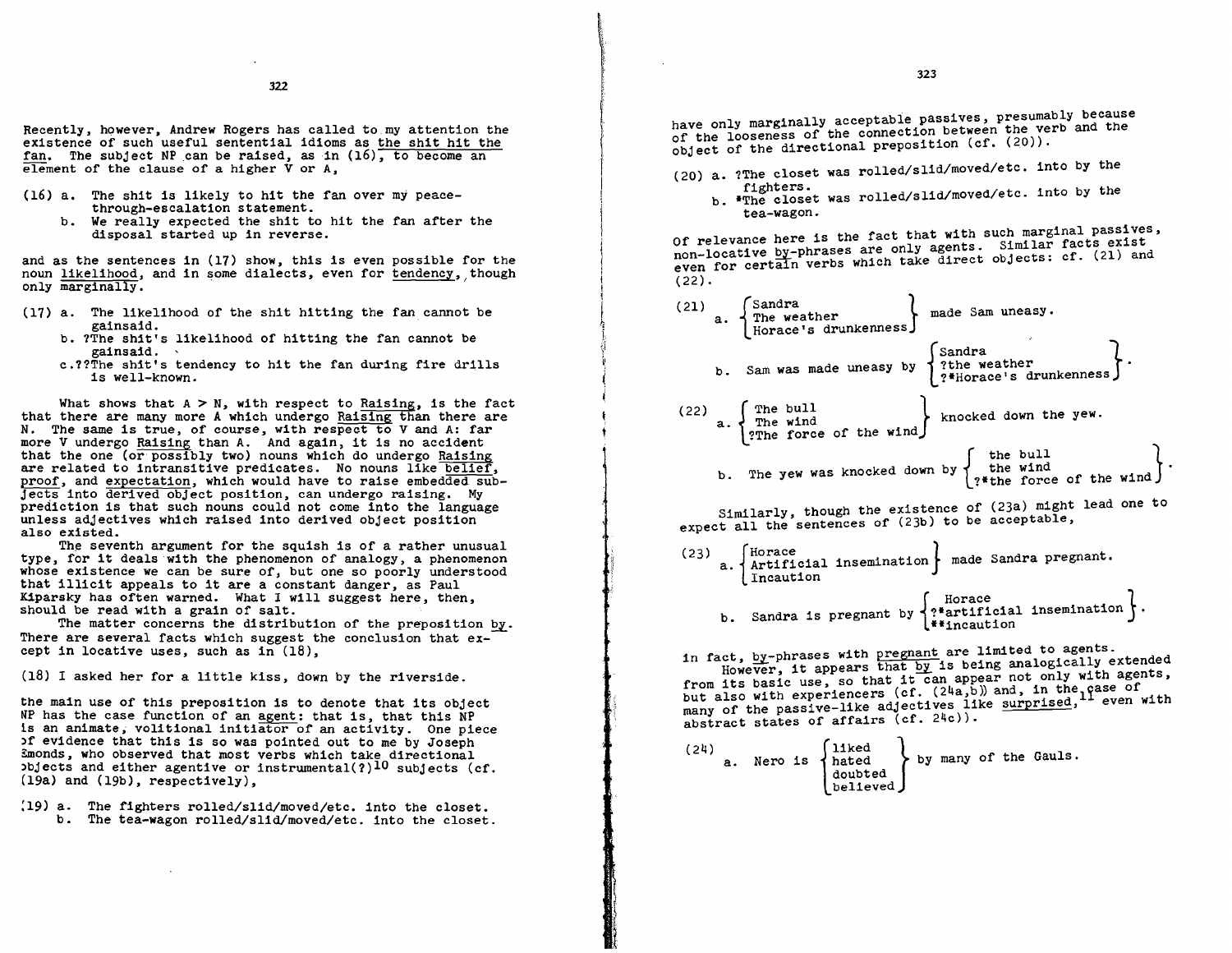Recently, however, Andrew Rogers has called to my attention the existence of such useful sentential idioms as the shit hit the fan. The subject NP can be raised, as in (16), to become an element of the clause of a higher V or A,

(16) a. The shit is likely to hit the fan over my peace-through-escalation statement.
b. We really expected the shit to hit the fan after the disposal started up in reverse.

and as the sentences in (17) show, this is even possible for the noun likelihood, and in some dialects, even for tendency, though only marginally.

(17) a. The likelihood of the shit hitting the fan cannot be gainsaid.
b. ?The shit's likelihood of hitting the fan cannot be gainsaid.
c. ??The shit's tendency to hit the fan during fire drills is well-known.

What shows that A > N, with respect to Raising, is the fact that there are many more A which undergo Raising than there are N. The same is true, of course, with respect to V and A: far more V undergo Raising than A. And again, it is no accident that the one (or possibly two) nouns which do undergo Raising are related to intransitive predicates. No nouns like belief, proof, and expectation, which would have to raise embedded subjects into derived object position, can undergo raising. My prediction is that such nouns could not come into the language unless adjectives which raised into derived object position also existed.

The seventh argument for the squish is of a rather unusual type, for it deals with the phenomenon of analogy, a phenomenon whose existence we can be sure of, but one so poorly understood that illicit appeals to it are a constant danger, as Paul Kiparsky has often warned. What I will suggest here, then, should be read with a grain of salt.

The matter concerns the distribution of the preposition by. There are several facts which suggest the conclusion that except in locative uses, such as in (18),

(18) I asked her for a little kiss, down by the riverside.

the main use of this preposition is to denote that its object NP has the case function of an agent: that is, that this NP is an animate, volitional initiator of an activity. One piece of evidence that this is so was pointed out to me by Joseph Emonds, who observed that most verbs which take directional objects and either agentive or instrumental(?)[10] subjects (cf. (19a) and (19b), respectively),

(19) a. The fighters rolled/slid/moved/etc. into the closet.
b. The tea-wagon rolled/slid/moved/etc. into the closet.

have only marginally acceptable passives, presumably because of the looseness of the connection between the verb and the object of the directional preposition (cf. (20)).

(20) a. ?The closet was rolled/slid/moved/etc. into by the fighters.
b. *The closet was rolled/slid/moved/etc. into by the tea-wagon.

Of relevance here is the fact that with such marginal passives, non-locative by-phrases are only agents. Similar facts exist even for certain verbs which take direct objects: cf. (21) and (22).

(21) a. {Sandra / The weather / Horace's drunkenness} made Sam uneasy.
b. Sam was made uneasy by {Sandra / ?the weather / ?*Horace's drunkenness}.

(22) a. {The bull / The wind / ?The force of the wind} knocked down the yew.
b. The yew was knocked down by {the bull / the wind / ?*the force of the wind}.

Similarly, though the existence of (23a) might lead one to expect all the sentences of (23b) to be acceptable,

(23) a. {Horace / Artificial insemination / Incaution} made Sandra pregnant.
b. Sandra is pregnant by {Horace / ?*artificial insemination / **incaution}.

in fact, by-phrases with pregnant are limited to agents.

However, it appears that by is being analogically extended from its basic use, so that it can appear not only with agents, but also with experiencers (cf. (24a,b)) and, in the case of many of the passive-like adjectives like surprised,[11] even with abstract states of affairs (cf. 24c)).

(24) a. Nero is {liked / hated / doubted / believed} by many of the Gauls.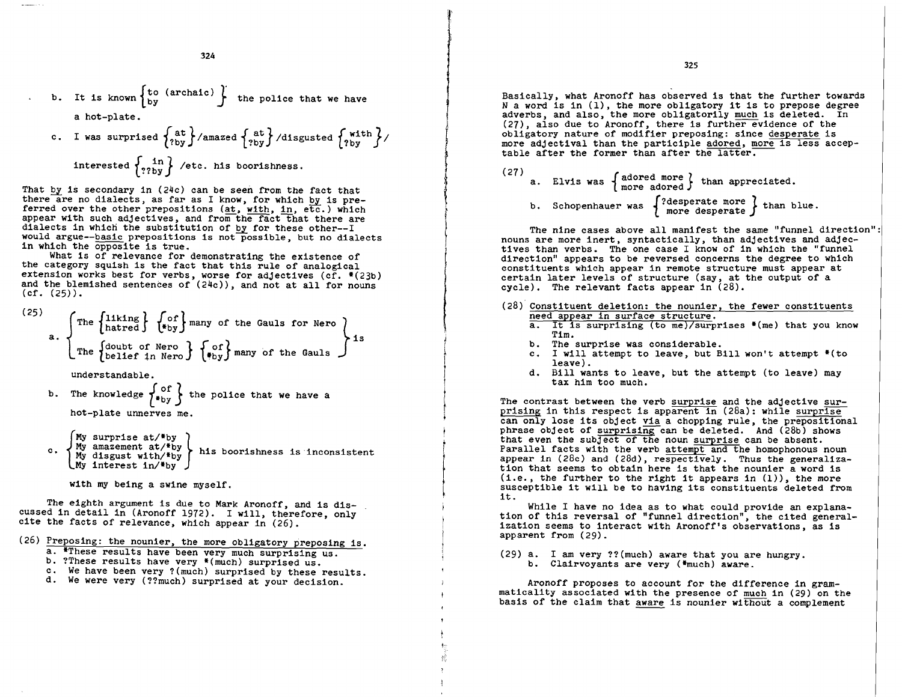b. It is known {to (archaic) / by} the police that we have a hot-plate.

c. I was surprised {at / ?by}/amazed {at / ?by}/disgusted {with / ?by}/ interested {in / ??by} /etc. his boorishness.

That by is secondary in (24c) can be seen from the fact that there are no dialects, as far as I know, for which by is preferred over the other prepositions (at, with, in, etc.) which appear with such adjectives, and from the fact that there are dialects in which the substitution of by for these other--I would argue--basic prepositions is not possible, but no dialects in which the opposite is true.

What is of relevance for demonstrating the existence of the category squish is the fact that this rule of analogical extension works best for verbs, worse for adjectives (cf. *(23b) and the blemished sentences of (24c)), and not at all for nouns (cf. (25)).

(25)
a. {The {liking / hatred} {of / *by} many of the Gauls for Nero / The {doubt of Nero / belief in Nero} {of / *by} many of the Gauls} is understandable.

b. The knowledge {of / *by} the police that we have a hot-plate unnerves me.

c. {My surprise at/*by / My amazement at/*by / My disgust with/*by / My interest in/*by} his boorishness is inconsistent with my being a swine myself.

The eighth argument is due to Mark Aronoff, and is discussed in detail in (Aronoff 1972). I will, therefore, only cite the facts of relevance, which appear in (26).

(26) Preposing: the nounier, the more obligatory preposing is.
a. *These results have been very much surprising us.
b. ?These results have very *(much) surprised us.
c. We have been very ?(much) surprised by these results.
d. We were very (??much) surprised at your decision.

Basically, what Aronoff has observed is that the further towards N a word is in (1), the more obligatory it is to prepose degree adverbs, and also, the more obligatorily much is deleted. In (27), also due to Aronoff, there is further evidence of the obligatory nature of modifier preposing: since desperate is more adjectival than the participle adored, more is less acceptable after the former than after the latter.

(27)
a. Elvis was {adored more / more adored} than appreciated.
b. Schopenhauer was {?desperate more / more desperate} than blue.

The nine cases above all manifest the same "funnel direction": nouns are more inert, syntactically, than adjectives and adjectives than verbs. The one case I know of in which the "funnel direction" appears to be reversed concerns the degree to which constituents which appear in remote structure must appear at certain later levels of structure (say, at the output of a cycle). The relevant facts appear in (28).

(28) Constituent deletion: the nounier, the fewer constituents need appear in surface structure.
a. It is surprising (to me)/surprises *(me) that you know Tim.
b. The surprise was considerable.
c. I will attempt to leave, but Bill won't attempt *(to leave).
d. Bill wants to leave, but the attempt (to leave) may tax him too much.

The contrast between the verb surprise and the adjective surprising in this respect is apparent in (28a): while surprise can only lose its object via a chopping rule, the prepositional phrase object of surprising can be deleted. And (28b) shows that even the subject of the noun surprise can be absent. Parallel facts with the verb attempt and the homophonous noun appear in (28c) and (28d), respectively. Thus the generalization that seems to obtain here is that the nounier a word is (i.e., the further to the right it appears in (1)), the more susceptible it will be to having its constituents deleted from it.

While I have no idea as to what could provide an explanation of this reversal of "funnel direction", the cited generalization seems to interact with Aronoff's observations, as is apparent from (29).

(29) a. I am very ??(much) aware that you are hungry.
b. Clairvoyants are very (*much) aware.

Aronoff proposes to account for the difference in grammaticality associated with the presence of much in (29) on the basis of the claim that aware is nounier without a complement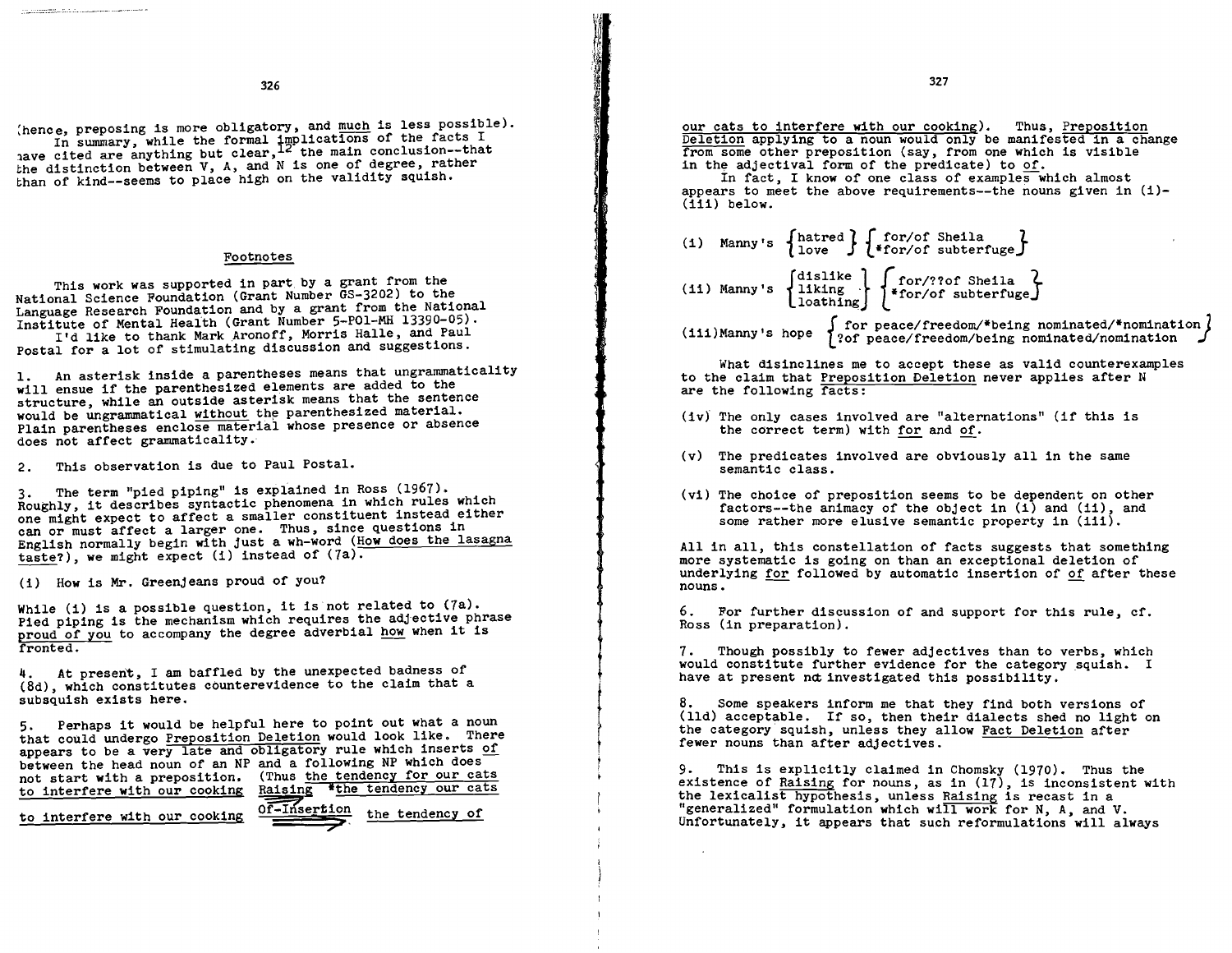(hence, preposing is more obligatory, and *much* is less possible).

In summary, while the formal implications of the facts I have cited are anything but clear,[12] the main conclusion--that the distinction between V, A, and N is one of degree, rather than of kind--seems to place high on the validity squish.

## Footnotes

This work was supported in part by a grant from the National Science Foundation (Grant Number GS-3202) to the Language Research Foundation and by a grant from the National Institute of Mental Health (Grant Number 5-PO1-MH 13390-05).

I'd like to thank Mark Aronoff, Morris Halle, and Paul Postal for a lot of stimulating discussion and suggestions.

1. An asterisk inside a parentheses means that ungrammaticality will ensue if the parenthesized elements are added to the structure, while an outside asterisk means that the sentence would be ungrammatical *without* the parenthesized material. Plain parentheses enclose material whose presence or absence does not affect grammaticality.

2. This observation is due to Paul Postal.

3. The term "pied piping" is explained in Ross (1967). Roughly, it describes syntactic phenomena in which rules which one might expect to affect a smaller constituent instead either can or must affect a larger one. Thus, since questions in English normally begin with just a wh-word (*How does the lasagna taste?*), we might expect (i) instead of (7a).

(i) How is Mr. Greenjeans proud of you?

While (i) is a possible question, it is not related to (7a). Pied piping is the mechanism which requires the adjective phrase *proud of you* to accompany the degree adverbial *how* when it is fronted.

4. At present, I am baffled by the unexpected badness of (8d), which constitutes counterevidence to the claim that a subsquish exists here.

5. Perhaps it would be helpful here to point out what a noun that could undergo *Preposition Deletion* would look like. There appears to be a very late and obligatory rule which inserts *of* between the head noun of an NP and a following NP which does not start with a preposition. (Thus *the tendency for our cats to interfere with our cooking* $\xrightarrow{\text{Raising}}$ \**the tendency our cats to interfere with our cooking* $\xrightarrow{\text{Of-Insertion}}$ *the tendency of our cats to interfere with our cooking*). Thus, *Preposition Deletion* applying to a noun would only be manifested in a change from some other preposition (say, from one which is visible in the adjectival form of the predicate) to *of*.

In fact, I know of one class of examples which almost appears to meet the above requirements--the nouns given in (i)-(iii) below.

(i) Manny's {hatred / love} {for/of Sheila / \*for/of subterfuge}

(ii) Manny's {dislike / liking / loathing} {for/??of Sheila / \*for/of subterfuge}

(iii) Manny's hope {for peace/freedom/\*being nominated/\*nomination / ?of peace/freedom/being nominated/nomination}

What disinclines me to accept these as valid counterexamples to the claim that *Preposition Deletion* never applies after N are the following facts:

(iv) The only cases involved are "alternations" (if this is the correct term) with *for* and *of*.

(v) The predicates involved are obviously all in the same semantic class.

(vi) The choice of preposition seems to be dependent on other factors--the animacy of the object in (i) and (ii), and some rather more elusive semantic property in (iii).

All in all, this constellation of facts suggests that something more systematic is going on than an exceptional deletion of underlying *for* followed by automatic insertion of *of* after these nouns.

6. For further discussion of and support for this rule, cf. Ross (in preparation).

7. Though possibly to fewer adjectives than to verbs, which would constitute further evidence for the category squish. I have at present not investigated this possibility.

8. Some speakers inform me that they find both versions of (11d) acceptable. If so, then their dialects shed no light on the category squish, unless they allow *Fact Deletion* after fewer nouns than after adjectives.

9. This is explicitly claimed in Chomsky (1970). Thus the existence of *Raising* for nouns, as in (17), is inconsistent with the lexicalist hypothesis, unless *Raising* is recast in a "generalized" formulation which will work for N, A, and V. Unfortunately, it appears that such reformulations will always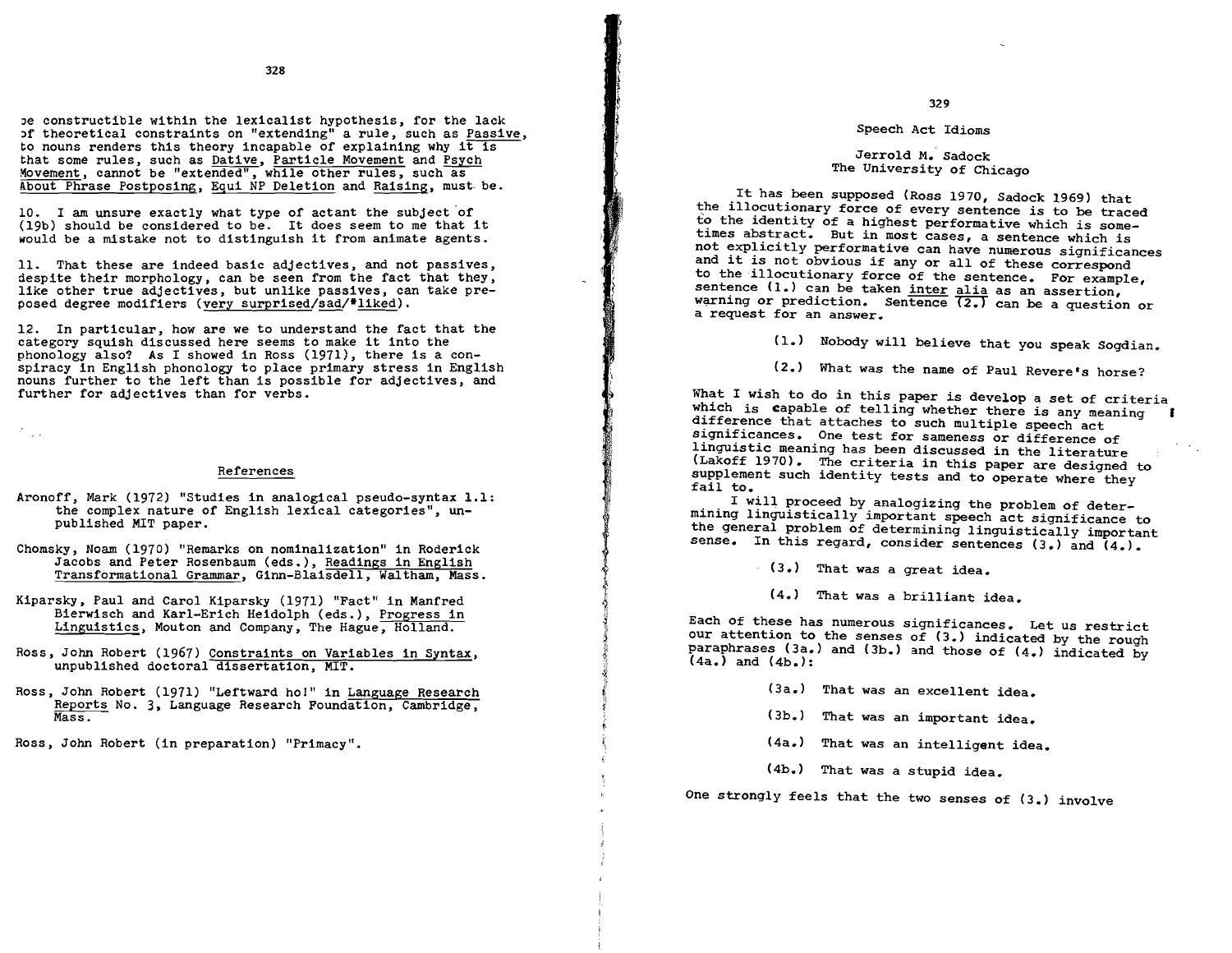be constructible within the lexicalist hypothesis, for the lack of theoretical constraints on "extending" a rule, such as Passive, to nouns renders this theory incapable of explaining why it is that some rules, such as Dative, Particle Movement and Psych Movement, cannot be "extended", while other rules, such as About Phrase Postposing, Equi NP Deletion and Raising, must be.

10. I am unsure exactly what type of actant the subject of (19b) should be considered to be. It does seem to me that it would be a mistake not to distinguish it from animate agents.

11. That these are indeed basic adjectives, and not passives, despite their morphology, can be seen from the fact that they, like other true adjectives, but unlike passives, can take preposed degree modifiers (very surprised/sad/*liked).

12. In particular, how are we to understand the fact that the category squish discussed here seems to make it into the phonology also? As I showed in Ross (1971), there is a conspiracy in English phonology to place primary stress in English nouns further to the left than is possible for adjectives, and further for adjectives than for verbs.

## References

Aronoff, Mark (1972) "Studies in analogical pseudo-syntax 1.1: the complex nature of English lexical categories", unpublished MIT paper.

Chomsky, Noam (1970) "Remarks on nominalization" in Roderick Jacobs and Peter Rosenbaum (eds.), Readings in English Transformational Grammar, Ginn-Blaisdell, Waltham, Mass.

Kiparsky, Paul and Carol Kiparsky (1971) "Fact" in Manfred Bierwisch and Karl-Erich Heidolph (eds.), Progress in Linguistics, Mouton and Company, The Hague, Holland.

Ross, John Robert (1967) Constraints on Variables in Syntax, unpublished doctoral dissertation, MIT.

Ross, John Robert (1971) "Leftward ho!" in Language Research Reports No. 3, Language Research Foundation, Cambridge, Mass.

Ross, John Robert (in preparation) "Primacy".

# Speech Act Idioms

Jerrold M. Sadock
The University of Chicago

It has been supposed (Ross 1970, Sadock 1969) that the illocutionary force of every sentence is to be traced to the identity of a highest performative which is sometimes abstract. But in most cases, a sentence which is not explicitly performative can have numerous significances and it is not obvious if any or all of these correspond to the illocutionary force of the sentence. For example, sentence (1.) can be taken inter alia as an assertion, warning or prediction. Sentence (2.) can be a question or a request for an answer.

(1.) Nobody will believe that you speak Sogdian.

(2.) What was the name of Paul Revere's horse?

What I wish to do in this paper is develop a set of criteria which is capable of telling whether there is any meaning difference that attaches to such multiple speech act significances. One test for sameness or difference of linguistic meaning has been discussed in the literature (Lakoff 1970). The criteria in this paper are designed to supplement such identity tests and to operate where they fail to.

I will proceed by analogizing the problem of determining linguistically important speech act significance to the general problem of determining linguistically important sense. In this regard, consider sentences (3.) and (4.).

(3.) That was a great idea.

(4.) That was a brilliant idea.

Each of these has numerous significances. Let us restrict our attention to the senses of (3.) indicated by the rough paraphrases (3a.) and (3b.) and those of (4.) indicated by (4a.) and (4b.):

(3a.) That was an excellent idea.

(3b.) That was an important idea.

(4a.) That was an intelligent idea.

(4b.) That was a stupid idea.

One strongly feels that the two senses of (3.) involve